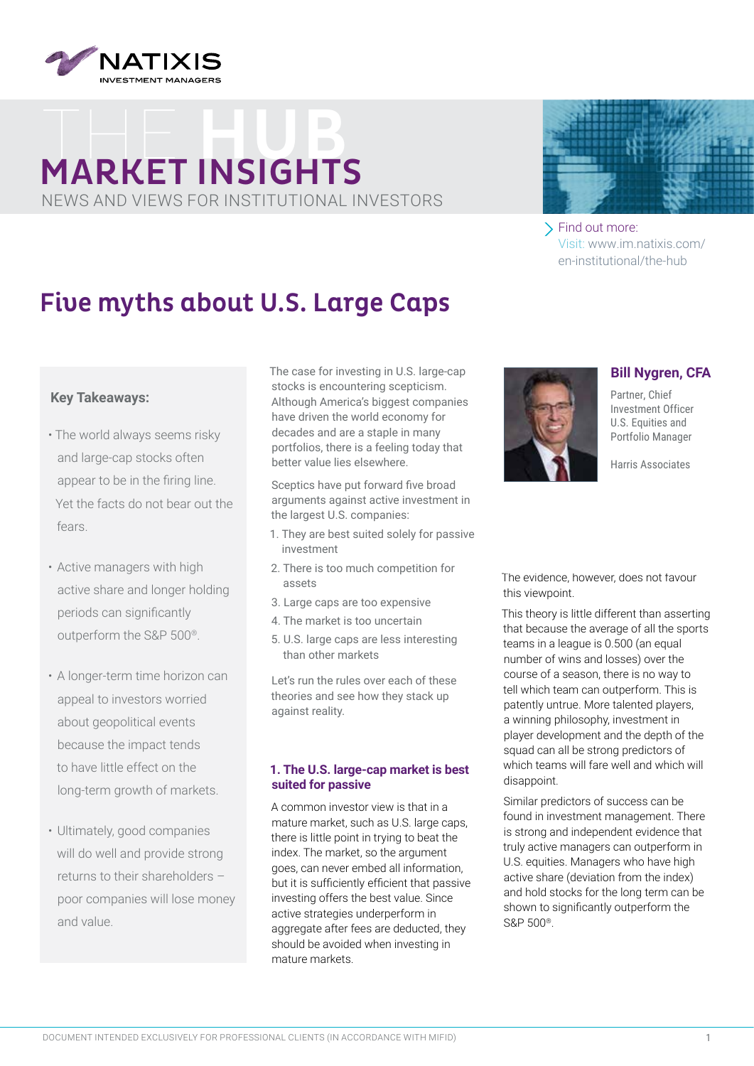# THE HUB MARKET INSIGHTS

NEWS AND VIEWS FOR INSTITUTIONAL INVESTORS

Find out more:
Visit: www.im.natixis.com/en-institutional/the-hub

## Five myths about U.S. Large Caps

**Key Takeaways:**

- The world always seems risky and large-cap stocks often appear to be in the firing line. Yet the facts do not bear out the fears.
- Active managers with high active share and longer holding periods can significantly outperform the S&P 500®.
- A longer-term time horizon can appeal to investors worried about geopolitical events because the impact tends to have little effect on the long-term growth of markets.
- Ultimately, good companies will do well and provide strong returns to their shareholders – poor companies will lose money and value.

**Bill Nygren, CFA**
Partner, Chief Investment Officer U.S. Equities and Portfolio Manager

Harris Associates

The case for investing in U.S. large-cap stocks is encountering scepticism. Although America's biggest companies have driven the world economy for decades and are a staple in many portfolios, there is a feeling today that better value lies elsewhere.

Sceptics have put forward five broad arguments against active investment in the largest U.S. companies:

1. They are best suited solely for passive investment
2. There is too much competition for assets
3. Large caps are too expensive
4. The market is too uncertain
5. U.S. large caps are less interesting than other markets

Let's run the rules over each of these theories and see how they stack up against reality.

### 1. The U.S. large-cap market is best suited for passive

A common investor view is that in a mature market, such as U.S. large caps, there is little point in trying to beat the index. The market, so the argument goes, can never embed all information, but it is sufficiently efficient that passive investing offers the best value. Since active strategies underperform in aggregate after fees are deducted, they should be avoided when investing in mature markets.

The evidence, however, does not favour this viewpoint.

This theory is little different than asserting that because the average of all the sports teams in a league is 0.500 (an equal number of wins and losses) over the course of a season, there is no way to tell which team can outperform. This is patently untrue. More talented players, a winning philosophy, investment in player development and the depth of the squad can all be strong predictors of which teams will fare well and which will disappoint.

Similar predictors of success can be found in investment management. There is strong and independent evidence that truly active managers can outperform in U.S. equities. Managers who have high active share (deviation from the index) and hold stocks for the long term can be shown to significantly outperform the S&P 500®.

DOCUMENT INTENDED EXCLUSIVELY FOR PROFESSIONAL CLIENTS (IN ACCORDANCE WITH MIFID)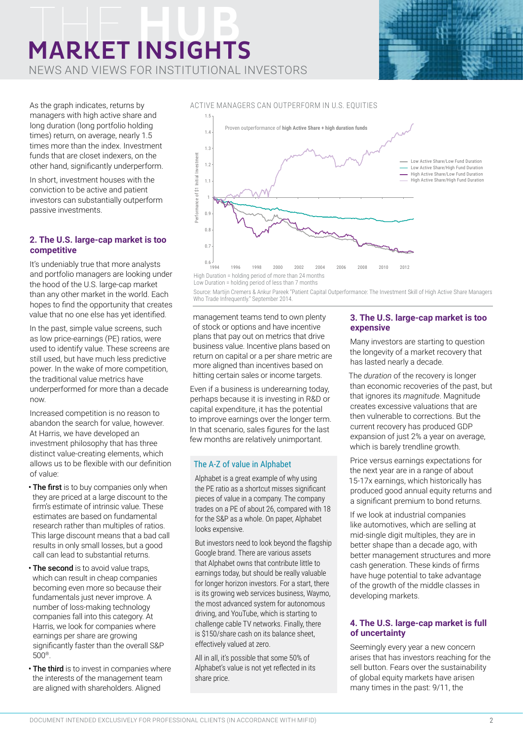As the graph indicates, returns by managers with high active share and long duration (long portfolio holding times) return, on average, nearly 1.5 times more than the index. Investment funds that are closet indexers, on the other hand, significantly underperform.

In short, investment houses with the conviction to be active and patient investors can substantially outperform passive investments.

ACTIVE MANAGERS CAN OUTPERFORM IN U.S. EQUITIES

High Duration = holding period of more than 24 months
Low Duration = holding period of less than 7 months

Source: Martijn Cremers & Ankur Pareek "Patient Capital Outperformance: The Investment Skill of High Active Share Managers Who Trade Infrequently." September 2014.

## 2. The U.S. large-cap market is too competitive

It's undeniably true that more analysts and portfolio managers are looking under the hood of the U.S. large-cap market than any other market in the world. Each hopes to find the opportunity that creates value that no one else has yet identified.

In the past, simple value screens, such as low price-earnings (PE) ratios, were used to identify value. These screens are still used, but have much less predictive power. In the wake of more competition, the traditional value metrics have underperformed for more than a decade now.

Increased competition is no reason to abandon the search for value, however. At Harris, we have developed an investment philosophy that has three distinct value-creating elements, which allows us to be flexible with our definition of value:

- **The first** is to buy companies only when they are priced at a large discount to the firm's estimate of intrinsic value. These estimates are based on fundamental research rather than multiples of ratios. This large discount means that a bad call results in only small losses, but a good call can lead to substantial returns.
- **The second** is to avoid value traps, which can result in cheap companies becoming even more so because their fundamentals just never improve. A number of loss-making technology companies fall into this category. At Harris, we look for companies where earnings per share are growing significantly faster than the overall S&P 500®.
- **The third** is to invest in companies where the interests of the management team are aligned with shareholders. Aligned management teams tend to own plenty of stock or options and have incentive plans that pay out on metrics that drive business value. Incentive plans based on return on capital or a per share metric are more aligned than incentives based on hitting certain sales or income targets.

Even if a business is underearning today, perhaps because it is investing in R&D or capital expenditure, it has the potential to improve earnings over the longer term. In that scenario, sales figures for the last few months are relatively unimportant.

### The A-Z of value in Alphabet

Alphabet is a great example of why using the PE ratio as a shortcut misses significant pieces of value in a company. The company trades on a PE of about 26, compared with 18 for the S&P as a whole. On paper, Alphabet looks expensive.

But investors need to look beyond the flagship Google brand. There are various assets that Alphabet owns that contribute little to earnings today, but should be really valuable for longer horizon investors. For a start, there is its growing web services business, Waymo, the most advanced system for autonomous driving, and YouTube, which is starting to challenge cable TV networks. Finally, there is $150/share cash on its balance sheet, effectively valued at zero.

All in all, it's possible that some 50% of Alphabet's value is not yet reflected in its share price.

## 3. The U.S. large-cap market is too expensive

Many investors are starting to question the longevity of a market recovery that has lasted nearly a decade.

The *duration* of the recovery is longer than economic recoveries of the past, but that ignores its *magnitude*. Magnitude creates excessive valuations that are then vulnerable to corrections. But the current recovery has produced GDP expansion of just 2% a year on average, which is barely trendline growth.

Price versus earnings expectations for the next year are in a range of about 15-17x earnings, which historically has produced good annual equity returns and a significant premium to bond returns.

If we look at industrial companies like automotives, which are selling at mid-single digit multiples, they are in better shape than a decade ago, with better management structures and more cash generation. These kinds of firms have huge potential to take advantage of the growth of the middle classes in developing markets.

## 4. The U.S. large-cap market is full of uncertainty

Seemingly every year a new concern arises that has investors reaching for the sell button. Fears over the sustainability of global equity markets have arisen many times in the past: 9/11, the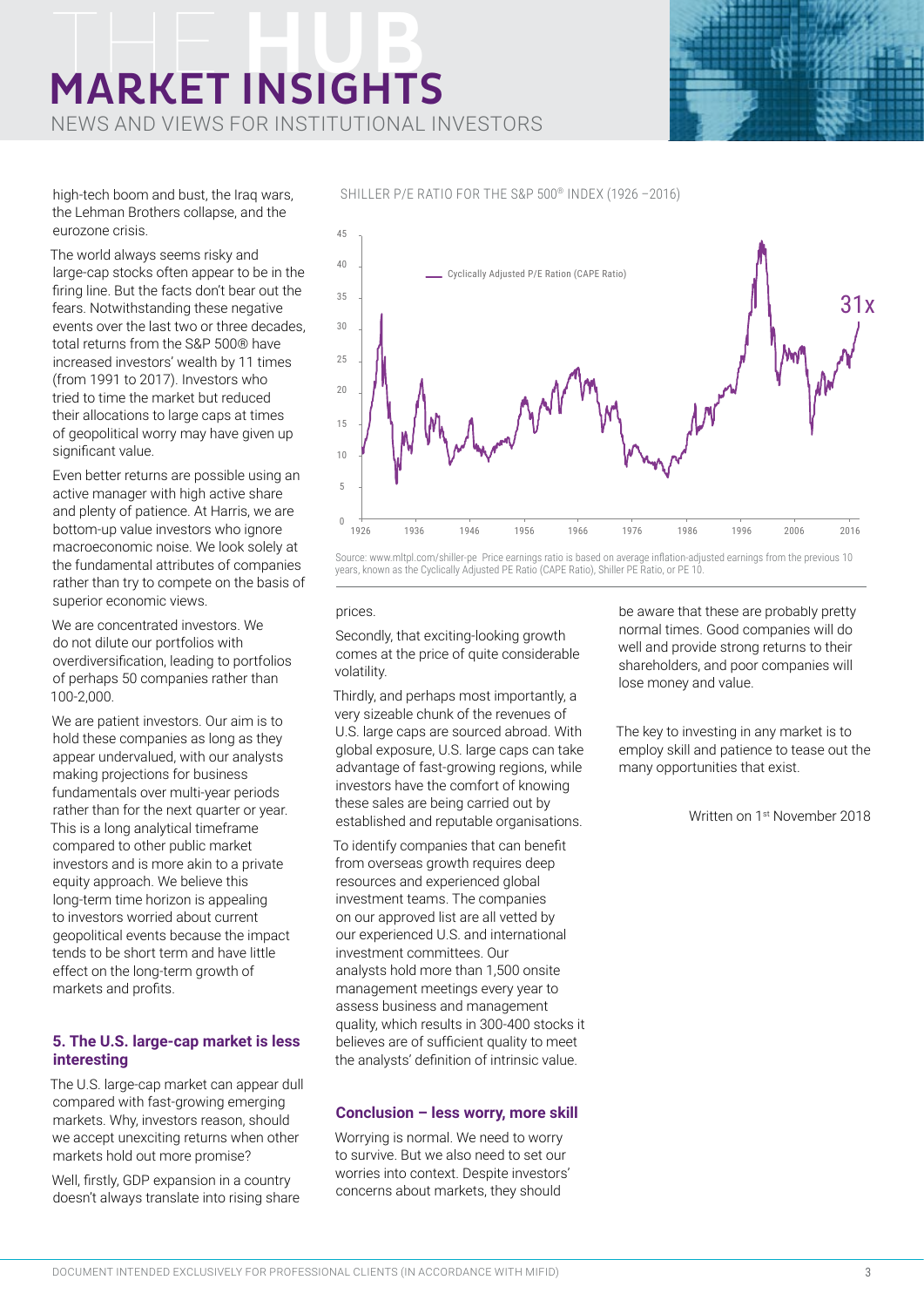high-tech boom and bust, the Iraq wars, the Lehman Brothers collapse, and the eurozone crisis.

The world always seems risky and large-cap stocks often appear to be in the firing line. But the facts don't bear out the fears. Notwithstanding these negative events over the last two or three decades, total returns from the S&P 500® have increased investors' wealth by 11 times (from 1991 to 2017). Investors who tried to time the market but reduced their allocations to large caps at times of geopolitical worry may have given up significant value.

Even better returns are possible using an active manager with high active share and plenty of patience. At Harris, we are bottom-up value investors who ignore macroeconomic noise. We look solely at the fundamental attributes of companies rather than try to compete on the basis of superior economic views.

We are concentrated investors. We do not dilute our portfolios with overdiversification, leading to portfolios of perhaps 50 companies rather than 100-2,000.

We are patient investors. Our aim is to hold these companies as long as they appear undervalued, with our analysts making projections for business fundamentals over multi-year periods rather than for the next quarter or year. This is a long analytical timeframe compared to other public market investors and is more akin to a private equity approach. We believe this long-term time horizon is appealing to investors worried about current geopolitical events because the impact tends to be short term and have little effect on the long-term growth of markets and profits.

SHILLER P/E RATIO FOR THE S&P 500® INDEX (1926 –2016)

Source: www.mltpl.com/shiller-pe Price earnings ratio is based on average inflation-adjusted earnings from the previous 10 years, known as the Cyclically Adjusted PE Ratio (CAPE Ratio), Shiller PE Ratio, or PE 10.

### 5. The U.S. large-cap market is less interesting

The U.S. large-cap market can appear dull compared with fast-growing emerging markets. Why, investors reason, should we accept unexciting returns when other markets hold out more promise?

Well, firstly, GDP expansion in a country doesn't always translate into rising share prices.

Secondly, that exciting-looking growth comes at the price of quite considerable volatility.

Thirdly, and perhaps most importantly, a very sizeable chunk of the revenues of U.S. large caps are sourced abroad. With global exposure, U.S. large caps can take advantage of fast-growing regions, while investors have the comfort of knowing these sales are being carried out by established and reputable organisations.

To identify companies that can benefit from overseas growth requires deep resources and experienced global investment teams. The companies on our approved list are all vetted by our experienced U.S. and international investment committees. Our analysts hold more than 1,500 onsite management meetings every year to assess business and management quality, which results in 300-400 stocks it believes are of sufficient quality to meet the analysts' definition of intrinsic value.

### Conclusion – less worry, more skill

Worrying is normal. We need to worry to survive. But we also need to set our worries into context. Despite investors' concerns about markets, they should be aware that these are probably pretty normal times. Good companies will do well and provide strong returns to their shareholders, and poor companies will lose money and value.

The key to investing in any market is to employ skill and patience to tease out the many opportunities that exist.

Written on 1st November 2018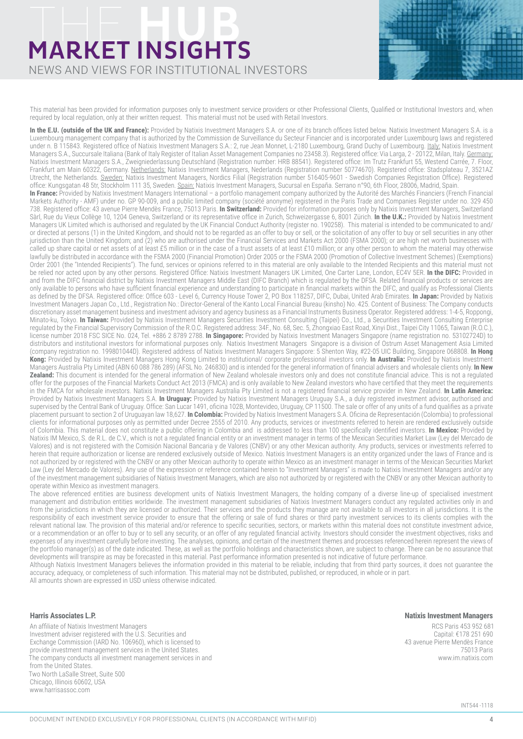This material has been provided for information purposes only to investment service providers or other Professional Clients, Qualified or Institutional Investors and, when required by local regulation, only at their written request. This material must not be used with Retail Investors.

**In the E.U. (outside of the UK and France):** Provided by Natixis Investment Managers S.A. or one of its branch offices listed below. Natixis Investment Managers S.A. is a Luxembourg management company that is authorized by the Commission de Surveillance du Secteur Financier and is incorporated under Luxembourg laws and registered under n. B 115843. Registered office of Natixis Investment Managers S.A.: 2, rue Jean Monnet, L-2180 Luxembourg, Grand Duchy of Luxembourg. Italy: Natixis Investment Managers S.A., Succursale Italiana (Bank of Italy Register of Italian Asset Management Companies no 23458.3). Registered office: Via Larga, 2 - 20122, Milan, Italy. Germany: Natixis Investment Managers S.A., Zweigniederlassung Deutschland (Registration number: HRB 88541). Registered office: Im Trutz Frankfurt 55, Westend Carrée, 7. Floor, Frankfurt am Main 60322, Germany. Netherlands: Natixis Investment Managers, Nederlands (Registration number 50774670). Registered office: Stadsplateau 7, 3521AZ Utrecht, the Netherlands. Sweden: Natixis Investment Managers, Nordics Filial (Registration number 516405-9601 - Swedish Companies Registration Office). Registered office: Kungsgatan 48 5tr, Stockholm 111 35, Sweden. Spain: Natixis Investment Managers, Sucursal en España. Serrano n°90, 6th Floor, 28006, Madrid, Spain.

**In France:** Provided by Natixis Investment Managers International – a portfolio management company authorized by the Autorité des Marchés Financiers (French Financial Markets Authority - AMF) under no. GP 90-009, and a public limited company (société anonyme) registered in the Paris Trade and Companies Register under no. 329 450 738. Registered office: 43 avenue Pierre Mendès France, 75013 Paris. **In Switzerland:** Provided for information purposes only by Natixis Investment Managers, Switzerland Sàrl, Rue du Vieux Collège 10, 1204 Geneva, Switzerland or its representative office in Zurich, Schweizergasse 6, 8001 Zürich. **In the U.K.:** Provided by Natixis Investment Managers UK Limited which is authorised and regulated by the UK Financial Conduct Authority (register no. 190258). This material is intended to be communicated to and/or directed at persons (1) in the United Kingdom, and should not to be regarded as an offer to buy or sell, or the solicitation of any offer to buy or sell securities in any other jurisdiction than the United Kingdom; and (2) who are authorised under the Financial Services and Markets Act 2000 (FSMA 2000); or are high net worth businesses with called up share capital or net assets of at least £5 million or in the case of a trust assets of at least £10 million; or any other person to whom the material may otherwise lawfully be distributed in accordance with the FSMA 2000 (Financial Promotion) Order 2005 or the FSMA 2000 (Promotion of Collective Investment Schemes) (Exemptions) Order 2001 (the "Intended Recipients"). The fund, services or opinions referred to in this material are only available to the Intended Recipients and this material must not be relied nor acted upon by any other persons. Registered Office: Natixis Investment Managers UK Limited, One Carter Lane, London, EC4V 5ER. **In the DIFC:** Provided in and from the DIFC financial district by Natixis Investment Managers Middle East (DIFC Branch) which is regulated by the DFSA. Related financial products or services are only available to persons who have sufficient financial experience and understanding to participate in financial markets within the DIFC, and qualify as Professional Clients as defined by the DFSA. Registered office: Office 603 - Level 6, Currency House Tower 2, PO Box 118257, DIFC, Dubai, United Arab Emirates. **In Japan:** Provided by Natixis Investment Managers Japan Co., Ltd., Registration No.: Director-General of the Kanto Local Financial Bureau (kinsho) No. 425. Content of Business: The Company conducts discretionary asset management business and investment advisory and agency business as a Financial Instruments Business Operator. Registered address: 1-4-5, Roppongi, Minato-ku, Tokyo. **In Taiwan:** Provided by Natixis Investment Managers Securities Investment Consulting (Taipei) Co., Ltd., a Securities Investment Consulting Enterprise regulated by the Financial Supervisory Commission of the R.O.C. Registered address: 34F., No. 68, Sec. 5, Zhongxiao East Road, Xinyi Dist., Taipei City 11065, Taiwan (R.O.C.), license number 2018 FSC SICE No. 024, Tel. +886 2 8789 2788. **In Singapore:** Provided by Natixis Investment Managers Singapore (name registration no. 53102724D) to distributors and institutional investors for informational purposes only. Natixis Investment Managers Singapore is a division of Ostrum Asset Management Asia Limited (company registration no. 199801044D). Registered address of Natixis Investment Managers Singapore: 5 Shenton Way, #22-05 UIC Building, Singapore 068808. **In Hong Kong:** Provided by Natixis Investment Managers Hong Kong Limited to institutional/ corporate professional investors only. **In Australia:** Provided by Natixis Investment Managers Australia Pty Limited (ABN 60 088 786 289) (AFSL No. 246830) and is intended for the general information of financial advisers and wholesale clients only. **In New Zealand:** This document is intended for the general information of New Zealand wholesale investors only and does not constitute financial advice. This is not a regulated offer for the purposes of the Financial Markets Conduct Act 2013 (FMCA) and is only available to New Zealand investors who have certified that they meet the requirements in the FMCA for wholesale investors. Natixis Investment Managers Australia Pty Limited is not a registered financial service provider in New Zealand. **In Latin America:** Provided by Natixis Investment Managers S.A. **In Uruguay:** Provided by Natixis Investment Managers Uruguay S.A., a duly registered investment advisor, authorised and supervised by the Central Bank of Uruguay. Office: San Lucar 1491, oficina 102B, Montevideo, Uruguay, CP 11500. The sale or offer of any units of a fund qualifies as a private placement pursuant to section 2 of Uruguayan law 18,627. **In Colombia:** Provided by Natixis Investment Managers S.A. Oficina de Representación (Colombia) to professional clients for informational purposes only as permitted under Decree 2555 of 2010. Any products, services or investments referred to herein are rendered exclusively outside of Colombia. This material does not constitute a public offering in Colombia and is addressed to less than 100 specifically identified investors. **In Mexico:** Provided by Natixis IM Mexico, S. de R.L. de C.V., which is not a regulated financial entity or an investment manager in terms of the Mexican Securities Market Law (Ley del Mercado de Valores) and is not registered with the Comisión Nacional Bancaria y de Valores (CNBV) or any other Mexican authority. Any products, services or investments referred to herein that require authorization or license are rendered exclusively outside of Mexico. Natixis Investment Managers is an entity organized under the laws of France and is not authorized by or registered with the CNBV or any other Mexican authority to operate within Mexico as an investment manager in terms of the Mexican Securities Market Law (Ley del Mercado de Valores). Any use of the expression or reference contained herein to "Investment Managers" is made to Natixis Investment Managers and/or any of the investment management subsidiaries of Natixis Investment Managers, which are also not authorized by or registered with the CNBV or any other Mexican authority to operate within Mexico as investment managers.

The above referenced entities are business development units of Natixis Investment Managers, the holding company of a diverse line-up of specialised investment management and distribution entities worldwide. The investment management subsidiaries of Natixis Investment Managers conduct any regulated activities only in and from the jurisdictions in which they are licensed or authorized. Their services and the products they manage are not available to all investors in all jurisdictions. It is the responsibility of each investment service provider to ensure that the offering or sale of fund shares or third party investment services to its clients complies with the relevant national law. The provision of this material and/or reference to specific securities, sectors, or markets within this material does not constitute investment advice, or a recommendation or an offer to buy or to sell any security, or an offer of any regulated financial activity. Investors should consider the investment objectives, risks and expenses of any investment carefully before investing. The analyses, opinions, and certain of the investment themes and processes referenced herein represent the views of the portfolio manager(s) as of the date indicated. These, as well as the portfolio holdings and characteristics shown, are subject to change. There can be no assurance that developments will transpire as may be forecasted in this material. Past performance information presented is not indicative of future performance.

Although Natixis Investment Managers believes the information provided in this material to be reliable, including that from third party sources, it does not guarantee the accuracy, adequacy, or completeness of such information. This material may not be distributed, published, or reproduced, in whole or in part.

All amounts shown are expressed in USD unless otherwise indicated.

**Harris Associates L.P.**

An affiliate of Natixis Investment Managers
Investment adviser registered with the U.S. Securities and Exchange Commission (IARD No. 106960), which is licensed to provide investment management services in the United States. The company conducts all investment management services in and from the United States.
Two North LaSalle Street, Suite 500
Chicago, Illinois 60602, USA
www.harrisassoc.com

**Natixis Investment Managers**

RCS Paris 453 952 681
Capital: €178 251 690
43 avenue Pierre Mendès France
75013 Paris
www.im.natixis.com

INT544 -1118